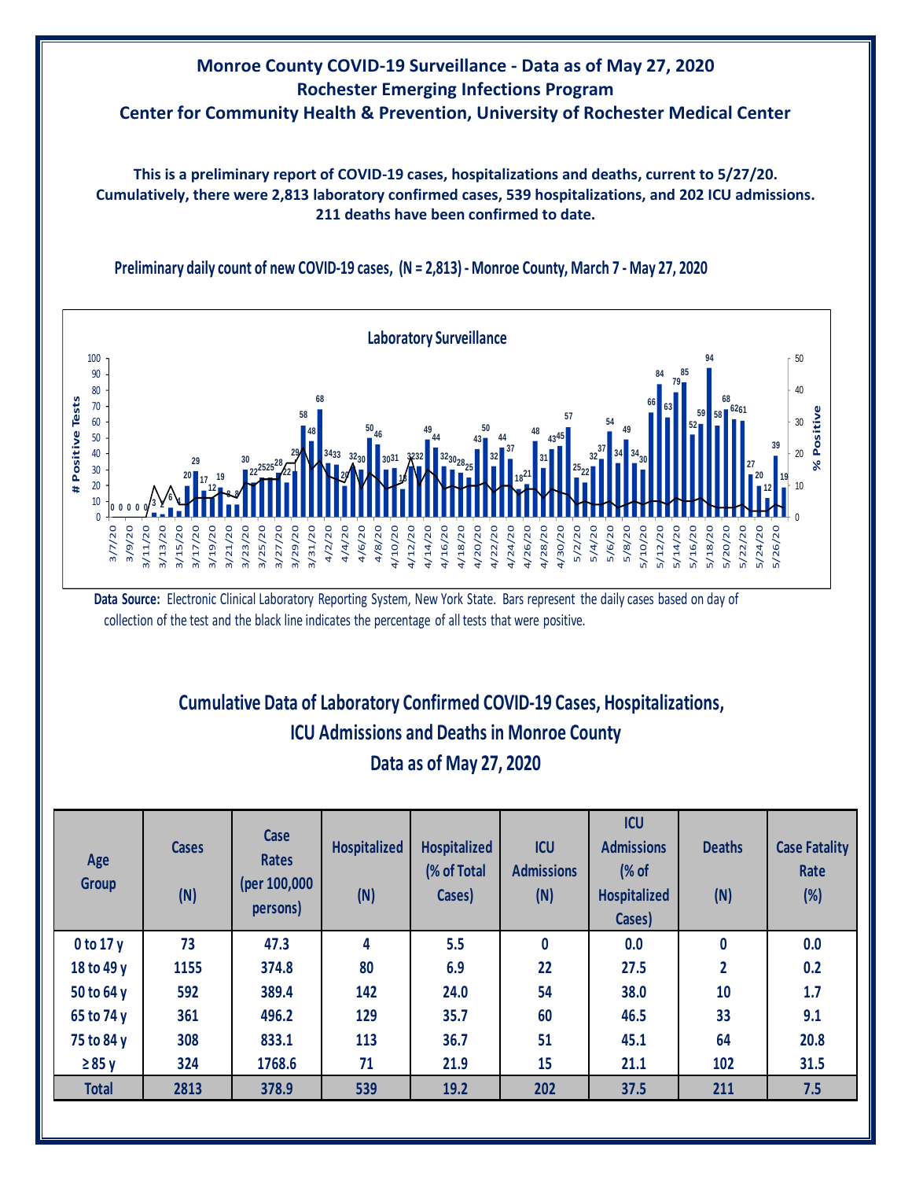# Monroe County COVID-19 Surveillance - Data as of May 27, 2020
## Rochester Emerging Infections Program
## Center for Community Health & Prevention, University of Rochester Medical Center

**This is a preliminary report of COVID-19 cases, hospitalizations and deaths, current to 5/27/20. Cumulatively, there were 2,813 laboratory confirmed cases, 539 hospitalizations, and 202 ICU admissions. 211 deaths have been confirmed to date.**

**Preliminary daily count of new COVID-19 cases, (N = 2,813) - Monroe County, March 7 - May 27, 2020**

**Data Source:** Electronic Clinical Laboratory Reporting System, New York State. Bars represent the daily cases based on day of collection of the test and the black line indicates the percentage of all tests that were positive.

## Cumulative Data of Laboratory Confirmed COVID-19 Cases, Hospitalizations, ICU Admissions and Deaths in Monroe County
## Data as of May 27, 2020

| Age Group | Cases (N) | Case Rates (per 100,000 persons) | Hospitalized (N) | Hospitalized (% of Total Cases) | ICU Admissions (N) | ICU Admissions (% of Hospitalized Cases) | Deaths (N) | Case Fatality Rate (%) |
|---|---|---|---|---|---|---|---|---|
| 0 to 17 y | 73 | 47.3 | 4 | 5.5 | 0 | 0.0 | 0 | 0.0 |
| 18 to 49 y | 1155 | 374.8 | 80 | 6.9 | 22 | 27.5 | 2 | 0.2 |
| 50 to 64 y | 592 | 389.4 | 142 | 24.0 | 54 | 38.0 | 10 | 1.7 |
| 65 to 74 y | 361 | 496.2 | 129 | 35.7 | 60 | 46.5 | 33 | 9.1 |
| 75 to 84 y | 308 | 833.1 | 113 | 36.7 | 51 | 45.1 | 64 | 20.8 |
| ≥ 85 y | 324 | 1768.6 | 71 | 21.9 | 15 | 21.1 | 102 | 31.5 |
| **Total** | **2813** | **378.9** | **539** | **19.2** | **202** | **37.5** | **211** | **7.5** |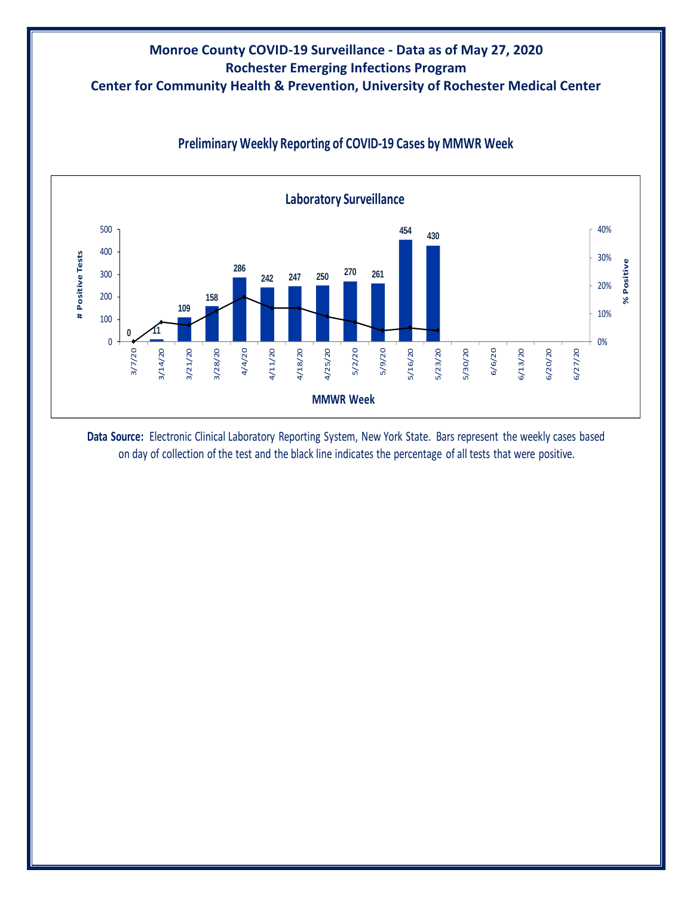# Monroe County COVID-19 Surveillance - Data as of May 27, 2020
## Rochester Emerging Infections Program
## Center for Community Health & Prevention, University of Rochester Medical Center

### Preliminary Weekly Reporting of COVID-19 Cases by MMWR Week

**Laboratory Surveillance**

| MMWR Week | # Positive Tests |
|---|---|
| 3/7/20 | 0 |
| 3/14/20 | 11 |
| 3/21/20 | 109 |
| 3/28/20 | 158 |
| 4/4/20 | 286 |
| 4/11/20 | 242 |
| 4/18/20 | 247 |
| 4/25/20 | 250 |
| 5/2/20 | 270 |
| 5/9/20 | 261 |
| 5/16/20 | 454 |
| 5/23/20 | 430 |
| 5/30/20 | |
| 6/6/20 | |
| 6/13/20 | |
| 6/20/20 | |
| 6/27/20 | |

**Data Source:** Electronic Clinical Laboratory Reporting System, New York State. Bars represent the weekly cases based on day of collection of the test and the black line indicates the percentage of all tests that were positive.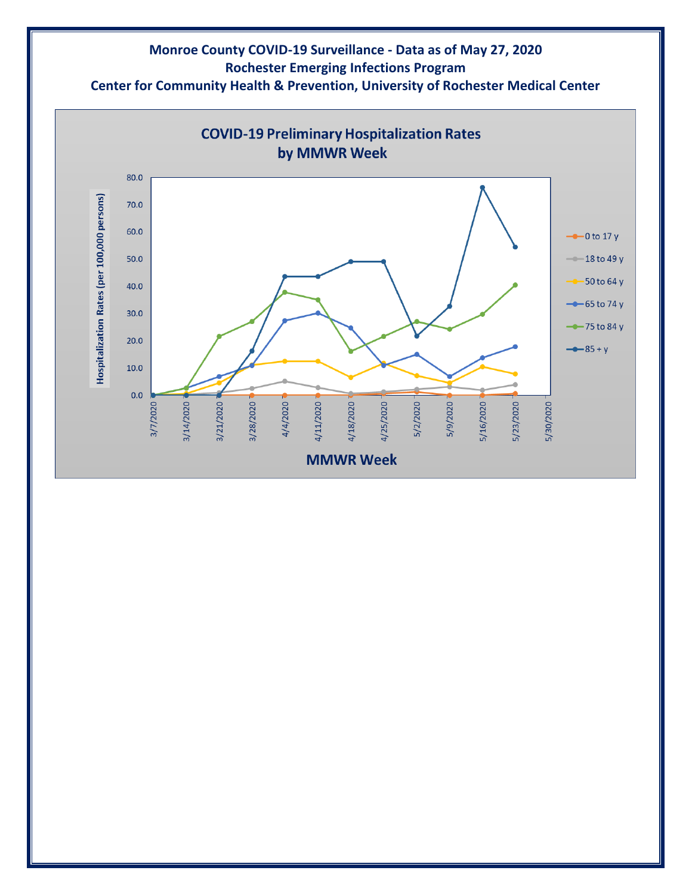**Monroe County COVID-19 Surveillance - Data as of May 27, 2020**
**Rochester Emerging Infections Program**
**Center for Community Health & Prevention, University of Rochester Medical Center**

COVID-19 Preliminary Hospitalization Rates
by MMWR Week

Hospitalization Rates (per 100,000 persons)

80.0
70.0
60.0
50.0
40.0
30.0
20.0
10.0
0.0

3/7/2020
3/14/2020
3/21/2020
3/28/2020
4/4/2020
4/11/2020
4/18/2020
4/25/2020
5/2/2020
5/9/2020
5/16/2020
5/23/2020
5/30/2020

MMWR Week

0 to 17 y
18 to 49 y
50 to 64 y
65 to 74 y
75 to 84 y
85 + y